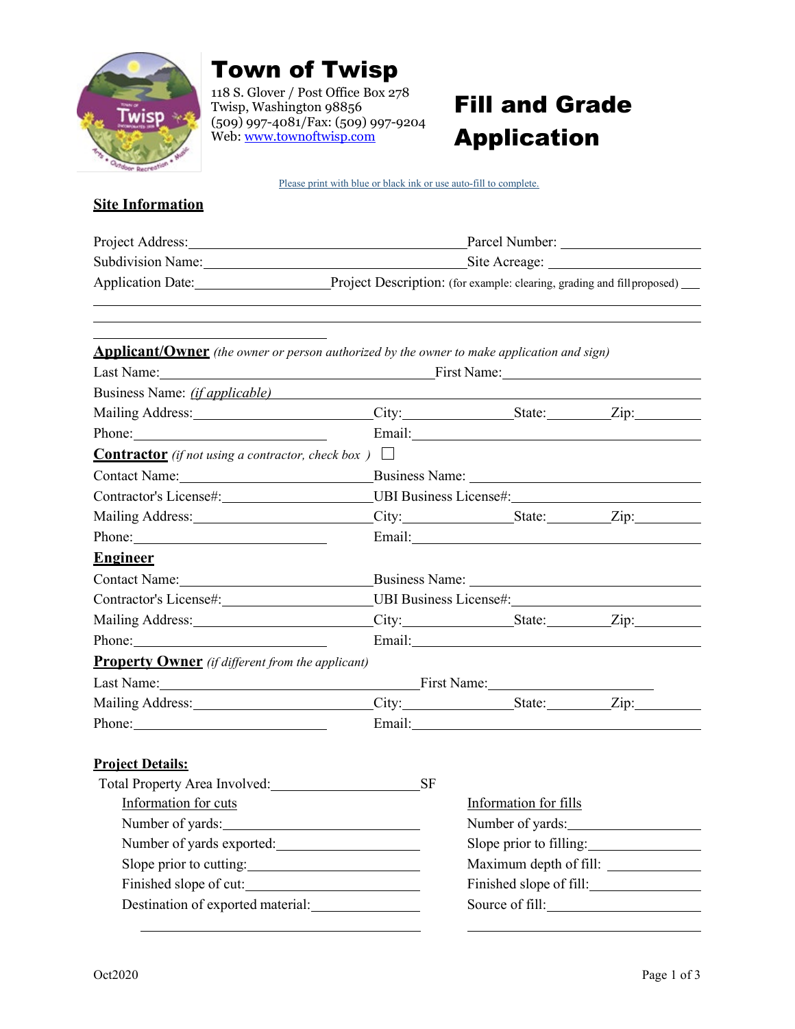# Town of Twisp

118 S. Glover / Post Office Box 278
Twisp, Washington 98856
(509) 997-4081/Fax: (509) 997-9204
Web: www.townoftwisp.com

# Fill and Grade Application

Please print with blue or black ink or use auto-fill to complete.

## Site Information

Project Address:________________________ Parcel Number: ____________

Subdivision Name:________________________ Site Acreage: ____________

Application Date:____________ Project Description: (for example: clearing, grading and fill proposed) ___

______________________________________________________________

______________________________________________________________

____________________

**Applicant/Owner** *(the owner or person authorized by the owner to make application and sign)*

Last Name:________________________ First Name:________________

Business Name: *(if applicable)* ________________________________

Mailing Address:________________ City:__________ State:______ Zip:______

Phone:________________ Email:________________________

**Contractor** *(if not using a contractor, check box )* ☐

Contact Name:________________ Business Name: ________________

Contractor's License#:____________ UBI Business License#:____________

Mailing Address:________________ City:__________ State:______ Zip:______

Phone:________________ Email:________________________

**Engineer**

Contact Name:________________ Business Name: ________________

Contractor's License#:____________ UBI Business License#:____________

Mailing Address:________________ City:__________ State:______ Zip:______

Phone:________________ Email:________________________

**Property Owner** *(if different from the applicant)*

Last Name:________________________ First Name:________________

Mailing Address:________________ City:__________ State:______ Zip:______

Phone:________________ Email:________________________

**Project Details:**

Total Property Area Involved:________________ SF

| Information for cuts | Information for fills |
|---|---|
| Number of yards:____________ | Number of yards:____________ |
| Number of yards exported:____________ | Slope prior to filling:____________ |
| Slope prior to cutting:____________ | Maximum depth of fill: ____________ |
| Finished slope of cut:____________ | Finished slope of fill:____________ |
| Destination of exported material:____________ | Source of fill:____________ |
| ____________ | ____________ |

Oct2020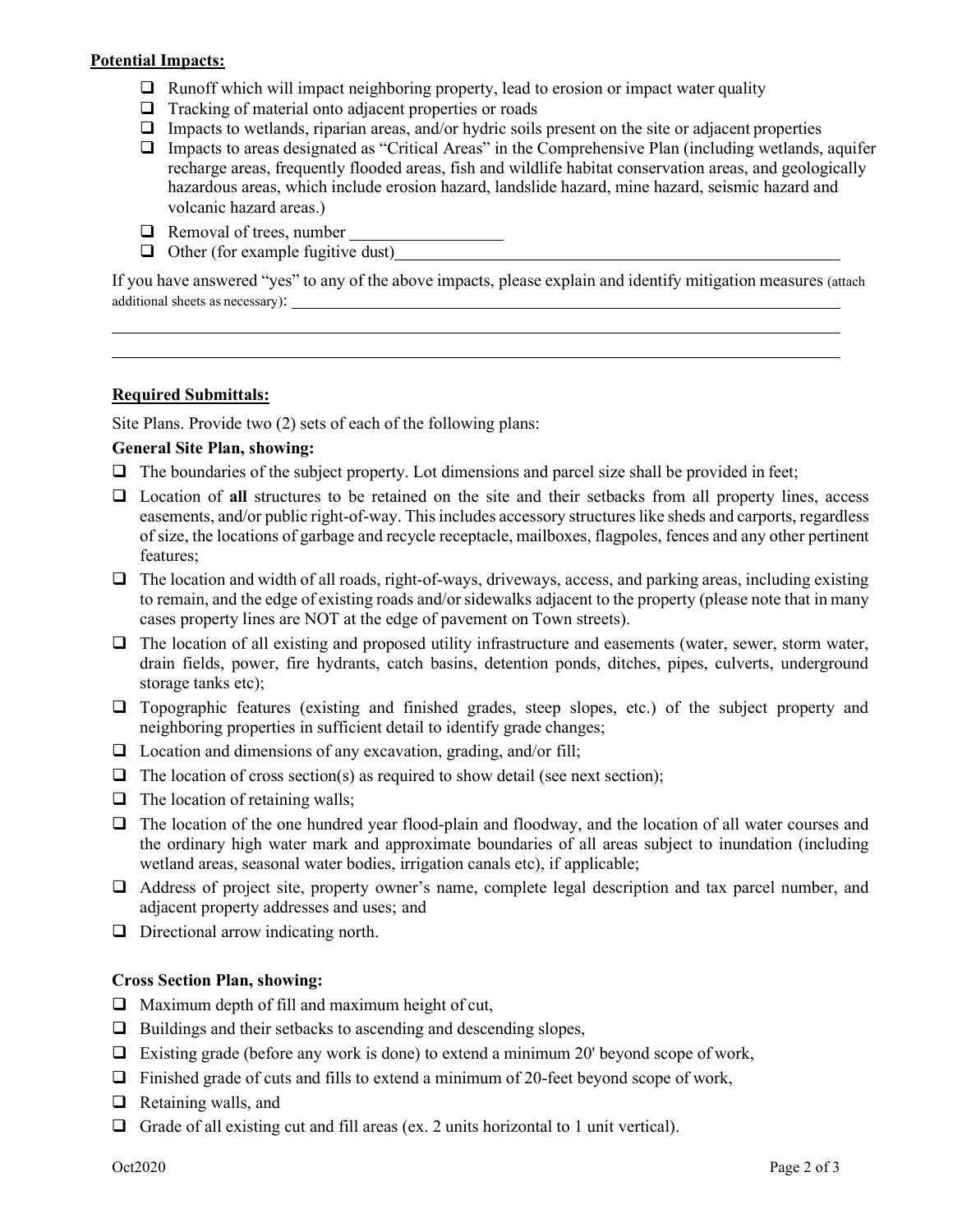**Potential Impacts:**

- ☐ Runoff which will impact neighboring property, lead to erosion or impact water quality
- ☐ Tracking of material onto adjacent properties or roads
- ☐ Impacts to wetlands, riparian areas, and/or hydric soils present on the site or adjacent properties
- ☐ Impacts to areas designated as "Critical Areas" in the Comprehensive Plan (including wetlands, aquifer recharge areas, frequently flooded areas, fish and wildlife habitat conservation areas, and geologically hazardous areas, which include erosion hazard, landslide hazard, mine hazard, seismic hazard and volcanic hazard areas.)
- ☐ Removal of trees, number ____________
- ☐ Other (for example fugitive dust)____________________________________

If you have answered "yes" to any of the above impacts, please explain and identify mitigation measures (attach additional sheets as necessary): ____________________________________________

____________________________________________

____________________________________________

**Required Submittals:**

Site Plans. Provide two (2) sets of each of the following plans:

**General Site Plan, showing:**

- ☐ The boundaries of the subject property. Lot dimensions and parcel size shall be provided in feet;
- ☐ Location of **all** structures to be retained on the site and their setbacks from all property lines, access easements, and/or public right-of-way. This includes accessory structures like sheds and carports, regardless of size, the locations of garbage and recycle receptacle, mailboxes, flagpoles, fences and any other pertinent features;
- ☐ The location and width of all roads, right-of-ways, driveways, access, and parking areas, including existing to remain, and the edge of existing roads and/or sidewalks adjacent to the property (please note that in many cases property lines are NOT at the edge of pavement on Town streets).
- ☐ The location of all existing and proposed utility infrastructure and easements (water, sewer, storm water, drain fields, power, fire hydrants, catch basins, detention ponds, ditches, pipes, culverts, underground storage tanks etc);
- ☐ Topographic features (existing and finished grades, steep slopes, etc.) of the subject property and neighboring properties in sufficient detail to identify grade changes;
- ☐ Location and dimensions of any excavation, grading, and/or fill;
- ☐ The location of cross section(s) as required to show detail (see next section);
- ☐ The location of retaining walls;
- ☐ The location of the one hundred year flood-plain and floodway, and the location of all water courses and the ordinary high water mark and approximate boundaries of all areas subject to inundation (including wetland areas, seasonal water bodies, irrigation canals etc), if applicable;
- ☐ Address of project site, property owner's name, complete legal description and tax parcel number, and adjacent property addresses and uses; and
- ☐ Directional arrow indicating north.

**Cross Section Plan, showing:**

- ☐ Maximum depth of fill and maximum height of cut,
- ☐ Buildings and their setbacks to ascending and descending slopes,
- ☐ Existing grade (before any work is done) to extend a minimum 20' beyond scope of work,
- ☐ Finished grade of cuts and fills to extend a minimum of 20-feet beyond scope of work,
- ☐ Retaining walls, and
- ☐ Grade of all existing cut and fill areas (ex. 2 units horizontal to 1 unit vertical).

Oct2020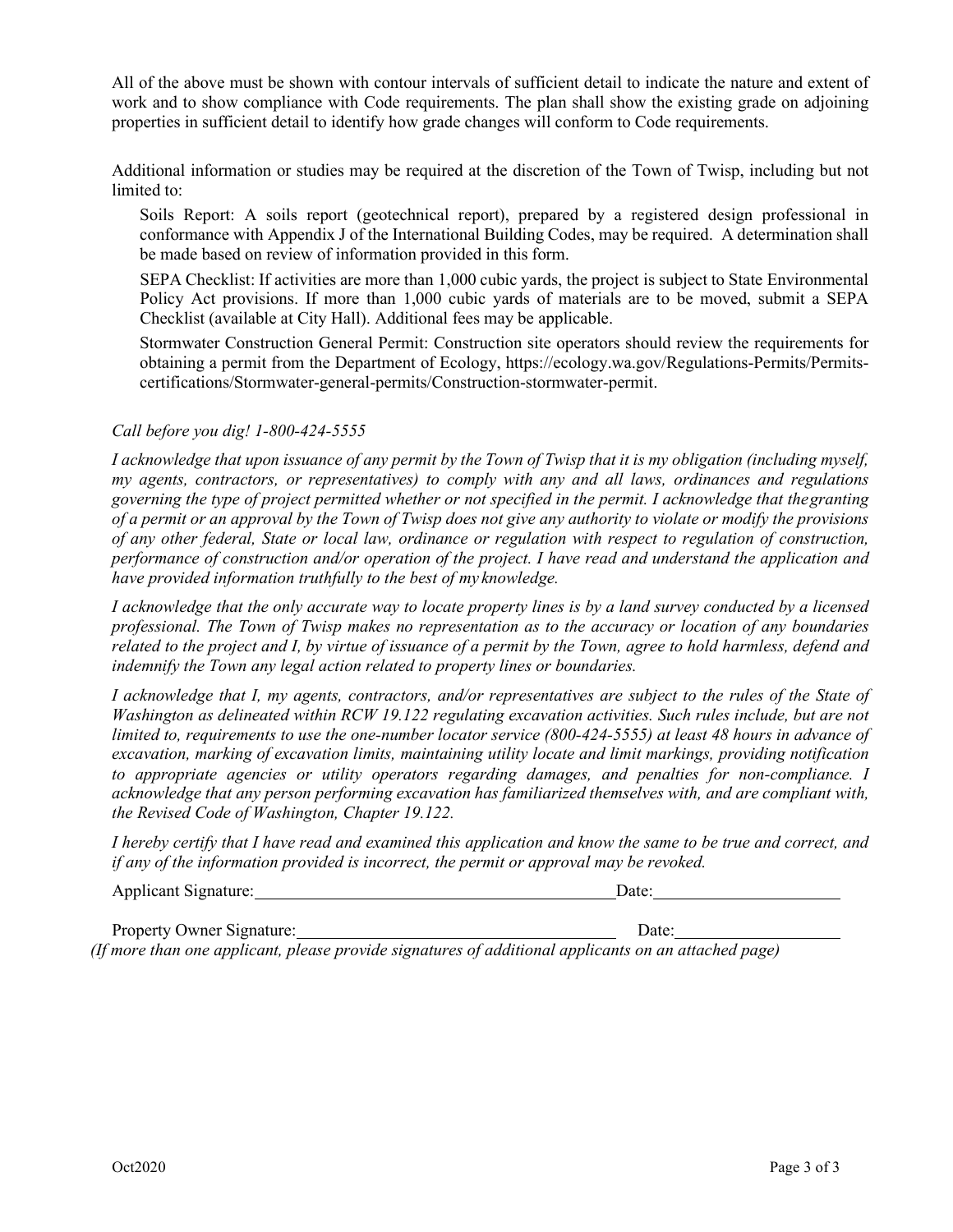All of the above must be shown with contour intervals of sufficient detail to indicate the nature and extent of work and to show compliance with Code requirements. The plan shall show the existing grade on adjoining properties in sufficient detail to identify how grade changes will conform to Code requirements.

Additional information or studies may be required at the discretion of the Town of Twisp, including but not limited to:

Soils Report: A soils report (geotechnical report), prepared by a registered design professional in conformance with Appendix J of the International Building Codes, may be required. A determination shall be made based on review of information provided in this form.

SEPA Checklist: If activities are more than 1,000 cubic yards, the project is subject to State Environmental Policy Act provisions. If more than 1,000 cubic yards of materials are to be moved, submit a SEPA Checklist (available at City Hall). Additional fees may be applicable.

Stormwater Construction General Permit: Construction site operators should review the requirements for obtaining a permit from the Department of Ecology, https://ecology.wa.gov/Regulations-Permits/Permits-certifications/Stormwater-general-permits/Construction-stormwater-permit.

*Call before you dig! 1-800-424-5555*

*I acknowledge that upon issuance of any permit by the Town of Twisp that it is my obligation (including myself, my agents, contractors, or representatives) to comply with any and all laws, ordinances and regulations governing the type of project permitted whether or not specified in the permit. I acknowledge that thegranting of a permit or an approval by the Town of Twisp does not give any authority to violate or modify the provisions of any other federal, State or local law, ordinance or regulation with respect to regulation of construction, performance of construction and/or operation of the project. I have read and understand the application and have provided information truthfully to the best of my knowledge.*

*I acknowledge that the only accurate way to locate property lines is by a land survey conducted by a licensed professional. The Town of Twisp makes no representation as to the accuracy or location of any boundaries related to the project and I, by virtue of issuance of a permit by the Town, agree to hold harmless, defend and indemnify the Town any legal action related to property lines or boundaries.*

*I acknowledge that I, my agents, contractors, and/or representatives are subject to the rules of the State of Washington as delineated within RCW 19.122 regulating excavation activities. Such rules include, but are not limited to, requirements to use the one-number locator service (800-424-5555) at least 48 hours in advance of excavation, marking of excavation limits, maintaining utility locate and limit markings, providing notification to appropriate agencies or utility operators regarding damages, and penalties for non-compliance. I acknowledge that any person performing excavation has familiarized themselves with, and are compliant with, the Revised Code of Washington, Chapter 19.122.*

*I hereby certify that I have read and examined this application and know the same to be true and correct, and if any of the information provided is incorrect, the permit or approval may be revoked.*

Applicant Signature:\_\_\_\_\_\_\_\_\_\_\_\_\_\_\_\_\_\_\_\_\_\_\_\_\_\_\_\_\_\_\_\_\_\_\_\_\_\_\_\_ Date:\_\_\_\_\_\_\_\_\_\_\_\_\_\_\_\_\_\_\_\_

Property Owner Signature:\_\_\_\_\_\_\_\_\_\_\_\_\_\_\_\_\_\_\_\_\_\_\_\_\_\_\_\_\_\_\_\_\_\_\_ Date:\_\_\_\_\_\_\_\_\_\_\_\_\_\_\_\_\_\_\_\_

*(If more than one applicant, please provide signatures of additional applicants on an attached page)*

Oct2020